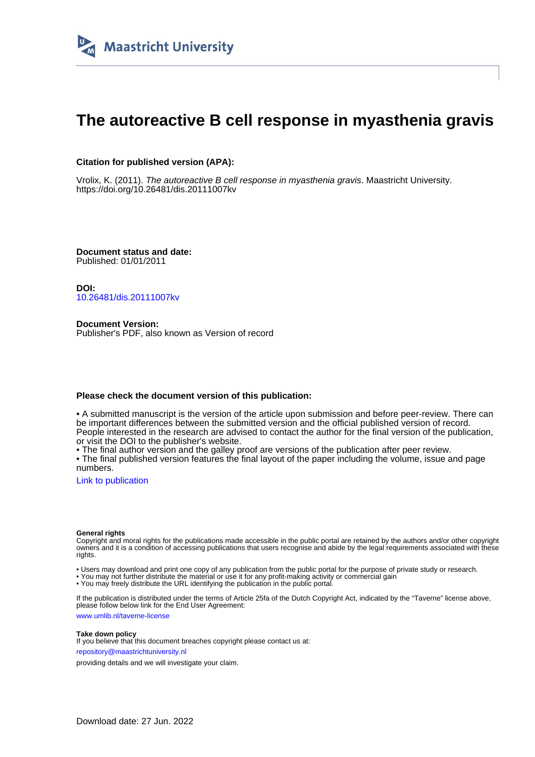Maastricht University

# The autoreactive B cell response in myasthenia gravis

**Citation for published version (APA):**

Vrolix, K. (2011). *The autoreactive B cell response in myasthenia gravis*. Maastricht University. https://doi.org/10.26481/dis.20111007kv

**Document status and date:**
Published: 01/01/2011

**DOI:**
10.26481/dis.20111007kv

**Document Version:**
Publisher's PDF, also known as Version of record

**Please check the document version of this publication:**

• A submitted manuscript is the version of the article upon submission and before peer-review. There can be important differences between the submitted version and the official published version of record. People interested in the research are advised to contact the author for the final version of the publication, or visit the DOI to the publisher's website.
• The final author version and the galley proof are versions of the publication after peer review.
• The final published version features the final layout of the paper including the volume, issue and page numbers.

Link to publication

**General rights**
Copyright and moral rights for the publications made accessible in the public portal are retained by the authors and/or other copyright owners and it is a condition of accessing publications that users recognise and abide by the legal requirements associated with these rights.

• Users may download and print one copy of any publication from the public portal for the purpose of private study or research.
• You may not further distribute the material or use it for any profit-making activity or commercial gain
• You may freely distribute the URL identifying the publication in the public portal.

If the publication is distributed under the terms of Article 25fa of the Dutch Copyright Act, indicated by the "Taverne" license above, please follow below link for the End User Agreement:

www.umlib.nl/taverne-license

**Take down policy**
If you believe that this document breaches copyright please contact us at:

repository@maastrichtuniversity.nl

providing details and we will investigate your claim.

Download date: 27 Jun. 2022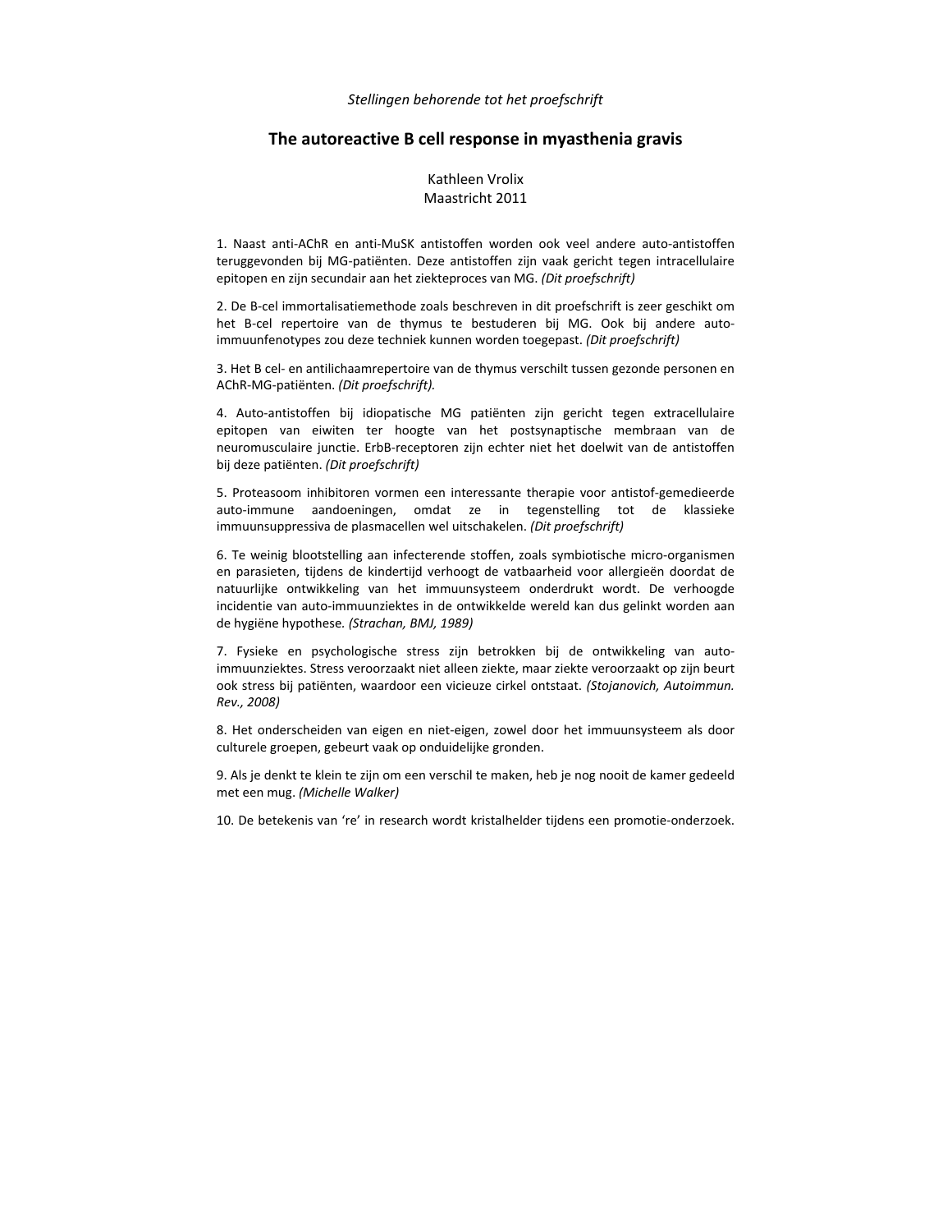*Stellingen behorende tot het proefschrift*

# The autoreactive B cell response in myasthenia gravis

Kathleen Vrolix
Maastricht 2011

1. Naast anti-AChR en anti-MuSK antistoffen worden ook veel andere auto-antistoffen teruggevonden bij MG-patiënten. Deze antistoffen zijn vaak gericht tegen intracellulaire epitopen en zijn secundair aan het ziekteproces van MG. *(Dit proefschrift)*

2. De B-cel immortalisatiemethode zoals beschreven in dit proefschrift is zeer geschikt om het B-cel repertoire van de thymus te bestuderen bij MG. Ook bij andere auto-immuunfenotypes zou deze techniek kunnen worden toegepast. *(Dit proefschrift)*

3. Het B cel- en antilichaamrepertoire van de thymus verschilt tussen gezonde personen en AChR-MG-patiënten. *(Dit proefschrift).*

4. Auto-antistoffen bij idiopatische MG patiënten zijn gericht tegen extracellulaire epitopen van eiwiten ter hoogte van het postsynaptische membraan van de neuromusculaire junctie. ErbB-receptoren zijn echter niet het doelwit van de antistoffen bij deze patiënten. *(Dit proefschrift)*

5. Proteasoom inhibitoren vormen een interessante therapie voor antistof-gemedieerde auto-immune aandoeningen, omdat ze in tegenstelling tot de klassieke immuunsuppressiva de plasmacellen wel uitschakelen. *(Dit proefschrift)*

6. Te weinig blootstelling aan infecterende stoffen, zoals symbiotische micro-organismen en parasieten, tijdens de kindertijd verhoogt de vatbaarheid voor allergieën doordat de natuurlijke ontwikkeling van het immuunsysteem onderdrukt wordt. De verhoogde incidentie van auto-immuunziektes in de ontwikkelde wereld kan dus gelinkt worden aan de hygiëne hypothese. *(Strachan, BMJ, 1989)*

7. Fysieke en psychologische stress zijn betrokken bij de ontwikkeling van auto-immuunziektes. Stress veroorzaakt niet alleen ziekte, maar ziekte veroorzaakt op zijn beurt ook stress bij patiënten, waardoor een vicieuze cirkel ontstaat. *(Stojanovich, Autoimmun. Rev., 2008)*

8. Het onderscheiden van eigen en niet-eigen, zowel door het immuunsysteem als door culturele groepen, gebeurt vaak op onduidelijke gronden.

9. Als je denkt te klein te zijn om een verschil te maken, heb je nog nooit de kamer gedeeld met een mug. *(Michelle Walker)*

10. De betekenis van 're' in research wordt kristalhelder tijdens een promotie-onderzoek.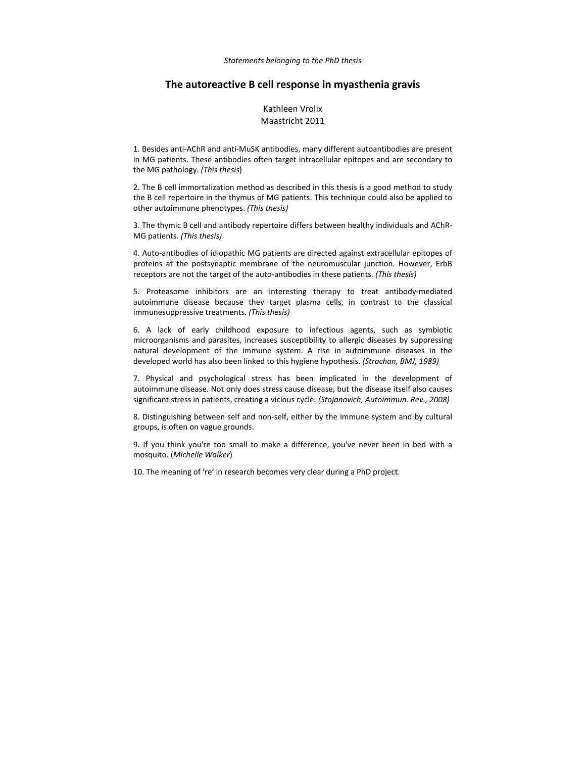*Statements belonging to the PhD thesis*

# The autoreactive B cell response in myasthenia gravis

Kathleen Vrolix
Maastricht 2011

1. Besides anti-AChR and anti-MuSK antibodies, many different autoantibodies are present in MG patients. These antibodies often target intracellular epitopes and are secondary to the MG pathology. *(This thesis*)

2. The B cell immortalization method as described in this thesis is a good method to study the B cell repertoire in the thymus of MG patients. This technique could also be applied to other autoimmune phenotypes. *(This thesis)*

3. The thymic B cell and antibody repertoire differs between healthy individuals and AChR-MG patients. *(This thesis)*

4. Auto-antibodies of idiopathic MG patients are directed against extracellular epitopes of proteins at the postsynaptic membrane of the neuromuscular junction. However, ErbB receptors are not the target of the auto-antibodies in these patients. *(This thesis)*

5. Proteasome inhibitors are an interesting therapy to treat antibody-mediated autoimmune disease because they target plasma cells, in contrast to the classical immunesuppressive treatments. *(This thesis)*

6. A lack of early childhood exposure to infectious agents, such as symbiotic microorganisms and parasites, increases susceptibility to allergic diseases by suppressing natural development of the immune system. A rise in autoimmune diseases in the developed world has also been linked to this hygiene hypothesis. *(Strachan, BMJ, 1989)*

7. Physical and psychological stress has been implicated in the development of autoimmune disease. Not only does stress cause disease, but the disease itself also causes significant stress in patients, creating a vicious cycle. *(Stojanovich, Autoimmun. Rev., 2008)*

8. Distinguishing between self and non-self, either by the immune system and by cultural groups, is often on vague grounds.

9. If you think you're too small to make a difference, you've never been in bed with a mosquito. (*Michelle Walker*)

10. The meaning of 're' in research becomes very clear during a PhD project.